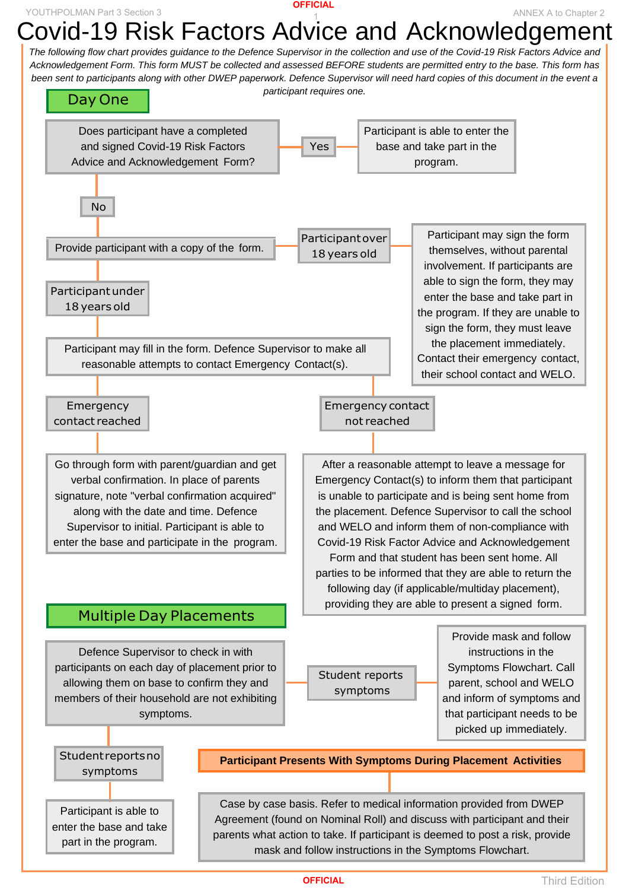# Covid-19 Risk Factors Advice and Acknowledgement

*The following flow chart provides guidance to the Defence Supervisor in the collection and use of the Covid-19 Risk Factors Advice and Acknowledgement Form. This form MUST be collected and assessed BEFORE students are permitted entry to the base. This form has been sent to participants along with other DWEP paperwork. Defence Supervisor will need hard copies of this document in the event a participant requires one.*

## Day One

Does participant have a completed and signed Covid-19 Risk Factors Advice and Acknowledgement Form?

- **Yes** → Participant is able to enter the base and take part in the program.
- **No** → Provide participant with a copy of the form.
  - **Participant over 18 years old** → Participant may sign the form themselves, without parental involvement. If participants are able to sign the form, they may enter the base and take part in the program. If they are unable to sign the form, they must leave the placement immediately. Contact their emergency contact, their school contact and WELO.
  - **Participant under 18 years old** → Participant may fill in the form. Defence Supervisor to make all reasonable attempts to contact Emergency Contact(s).
    - **Emergency contact reached** → Go through form with parent/guardian and get verbal confirmation. In place of parents signature, note "verbal confirmation acquired" along with the date and time. Defence Supervisor to initial. Participant is able to enter the base and participate in the program.
    - **Emergency contact not reached** → After a reasonable attempt to leave a message for Emergency Contact(s) to inform them that participant is unable to participate and is being sent home from the placement. Defence Supervisor to call the school and WELO and inform them of non-compliance with Covid-19 Risk Factor Advice and Acknowledgement Form and that student has been sent home. All parties to be informed that they are able to return the following day (if applicable/multiday placement), providing they are able to present a signed form.

## Multiple Day Placements

Defence Supervisor to check in with participants on each day of placement prior to allowing them on base to confirm they and members of their household are not exhibiting symptoms.

- **Student reports symptoms** → Provide mask and follow instructions in the Symptoms Flowchart. Call parent, school and WELO and inform of symptoms and that participant needs to be picked up immediately.
- **Student reports no symptoms** → Participant is able to enter the base and take part in the program.

**Participant Presents With Symptoms During Placement Activities**

Case by case basis. Refer to medical information provided from DWEP Agreement (found on Nominal Roll) and discuss with participant and their parents what action to take. If participant is deemed to post a risk, provide mask and follow instructions in the Symptoms Flowchart.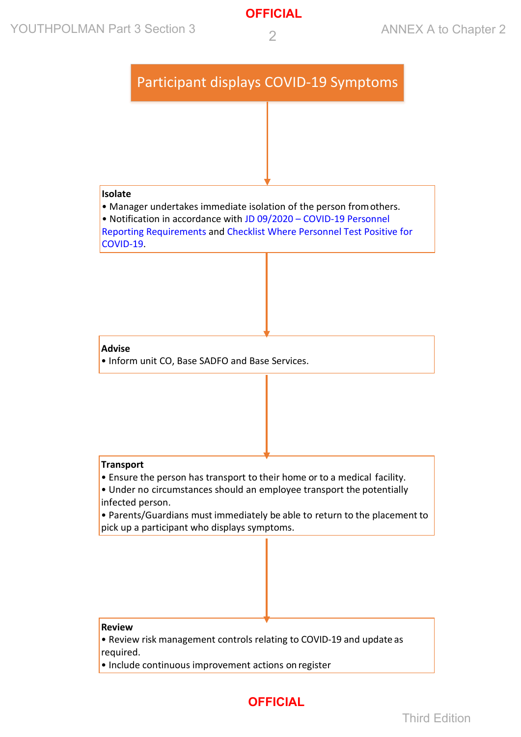# Participant displays COVID-19 Symptoms

**Isolate**

- Manager undertakes immediate isolation of the person from others.
- Notification in accordance with JD 09/2020 – COVID-19 Personnel Reporting Requirements and Checklist Where Personnel Test Positive for COVID-19.

**Advise**

- Inform unit CO, Base SADFO and Base Services.

**Transport**

- Ensure the person has transport to their home or to a medical facility.
- Under no circumstances should an employee transport the potentially infected person.
- Parents/Guardians must immediately be able to return to the placement to pick up a participant who displays symptoms.

**Review**

- Review risk management controls relating to COVID-19 and update as required.
- Include continuous improvement actions on register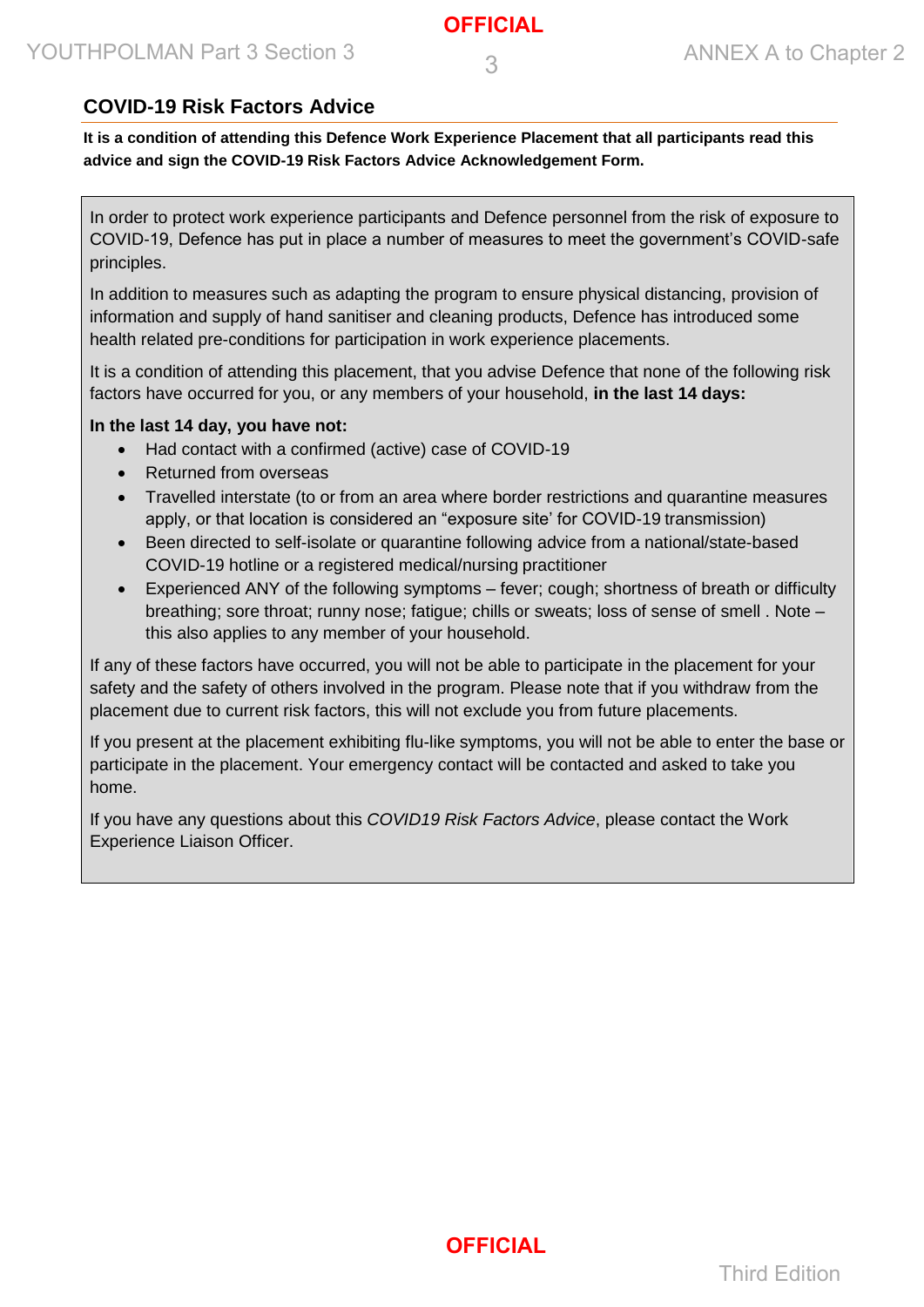## COVID-19 Risk Factors Advice

**It is a condition of attending this Defence Work Experience Placement that all participants read this advice and sign the COVID-19 Risk Factors Advice Acknowledgement Form.**

In order to protect work experience participants and Defence personnel from the risk of exposure to COVID-19, Defence has put in place a number of measures to meet the government's COVID-safe principles.

In addition to measures such as adapting the program to ensure physical distancing, provision of information and supply of hand sanitiser and cleaning products, Defence has introduced some health related pre-conditions for participation in work experience placements.

It is a condition of attending this placement, that you advise Defence that none of the following risk factors have occurred for you, or any members of your household, **in the last 14 days:**

**In the last 14 day, you have not:**

- Had contact with a confirmed (active) case of COVID-19
- Returned from overseas
- Travelled interstate (to or from an area where border restrictions and quarantine measures apply, or that location is considered an "exposure site' for COVID-19 transmission)
- Been directed to self-isolate or quarantine following advice from a national/state-based COVID-19 hotline or a registered medical/nursing practitioner
- Experienced ANY of the following symptoms – fever; cough; shortness of breath or difficulty breathing; sore throat; runny nose; fatigue; chills or sweats; loss of sense of smell . Note – this also applies to any member of your household.

If any of these factors have occurred, you will not be able to participate in the placement for your safety and the safety of others involved in the program. Please note that if you withdraw from the placement due to current risk factors, this will not exclude you from future placements.

If you present at the placement exhibiting flu-like symptoms, you will not be able to enter the base or participate in the placement. Your emergency contact will be contacted and asked to take you home.

If you have any questions about this *COVID19 Risk Factors Advice*, please contact the Work Experience Liaison Officer.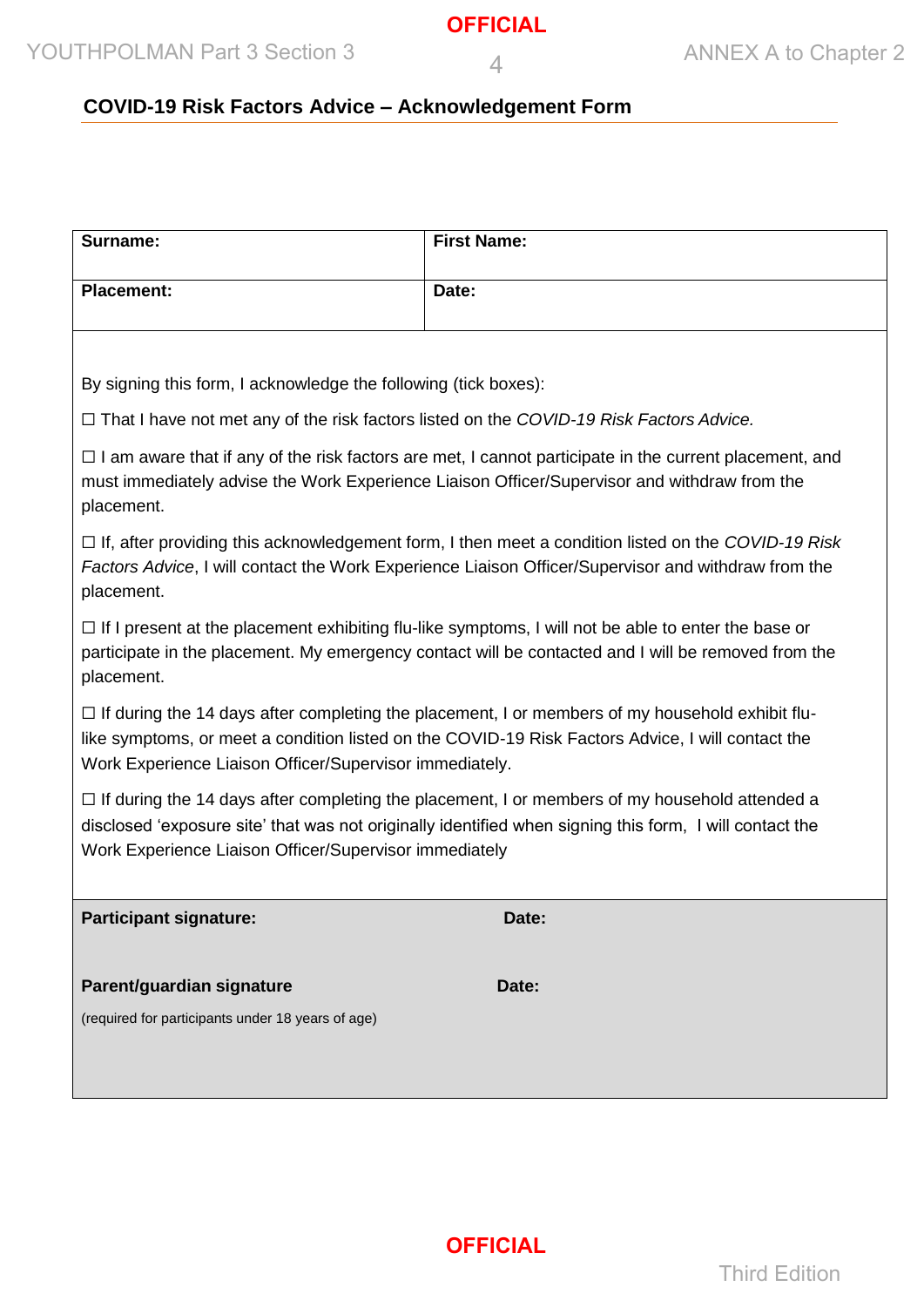## COVID-19 Risk Factors Advice – Acknowledgement Form

| **Surname:** | **First Name:** |
|---|---|
| **Placement:** | **Date:** |

By signing this form, I acknowledge the following (tick boxes):

☐ That I have not met any of the risk factors listed on the *COVID-19 Risk Factors Advice.*

☐ I am aware that if any of the risk factors are met, I cannot participate in the current placement, and must immediately advise the Work Experience Liaison Officer/Supervisor and withdraw from the placement.

☐ If, after providing this acknowledgement form, I then meet a condition listed on the *COVID-19 Risk Factors Advice*, I will contact the Work Experience Liaison Officer/Supervisor and withdraw from the placement.

☐ If I present at the placement exhibiting flu-like symptoms, I will not be able to enter the base or participate in the placement. My emergency contact will be contacted and I will be removed from the placement.

☐ If during the 14 days after completing the placement, I or members of my household exhibit flu-like symptoms, or meet a condition listed on the COVID-19 Risk Factors Advice, I will contact the Work Experience Liaison Officer/Supervisor immediately.

☐ If during the 14 days after completing the placement, I or members of my household attended a disclosed 'exposure site' that was not originally identified when signing this form, I will contact the Work Experience Liaison Officer/Supervisor immediately

| | |
|---|---|
| **Participant signature:** | **Date:** |
| **Parent/guardian signature**<br>(required for participants under 18 years of age) | **Date:** |